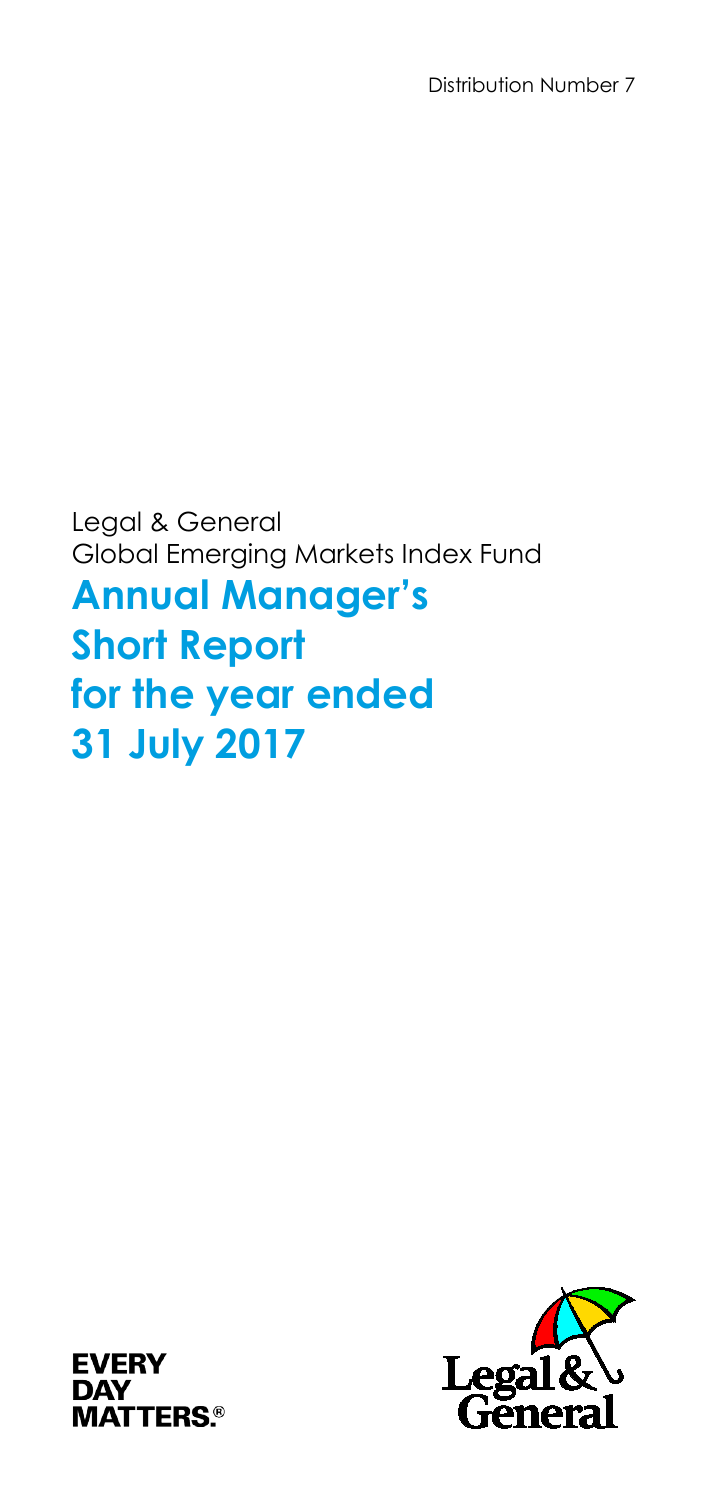Distribution Number 7

Legal & General
Global Emerging Markets Index Fund

# Annual Manager's Short Report for the year ended 31 July 2017

EVERY DAY MATTERS.®

Legal & General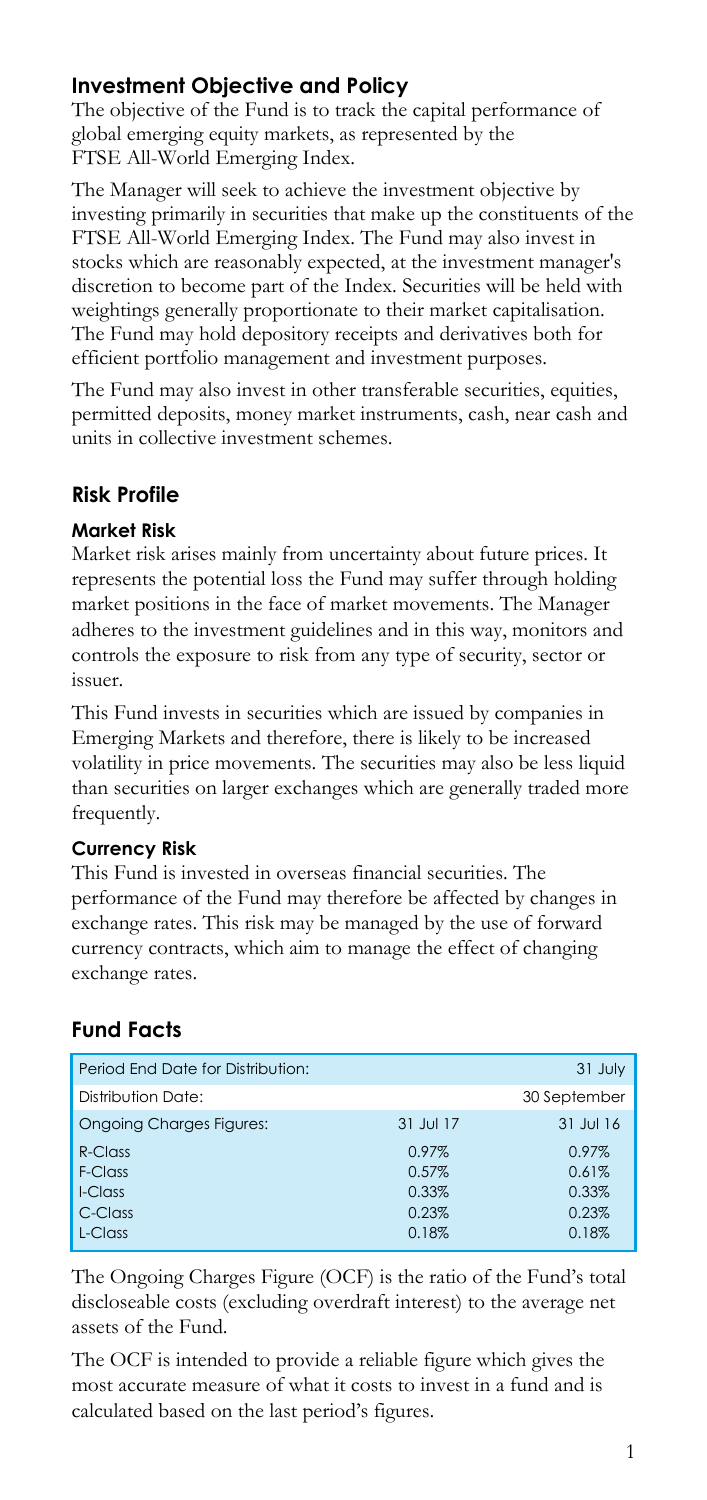## Investment Objective and Policy

The objective of the Fund is to track the capital performance of global emerging equity markets, as represented by the FTSE All-World Emerging Index.

The Manager will seek to achieve the investment objective by investing primarily in securities that make up the constituents of the FTSE All-World Emerging Index. The Fund may also invest in stocks which are reasonably expected, at the investment manager's discretion to become part of the Index. Securities will be held with weightings generally proportionate to their market capitalisation. The Fund may hold depository receipts and derivatives both for efficient portfolio management and investment purposes.

The Fund may also invest in other transferable securities, equities, permitted deposits, money market instruments, cash, near cash and units in collective investment schemes.

## Risk Profile

### Market Risk

Market risk arises mainly from uncertainty about future prices. It represents the potential loss the Fund may suffer through holding market positions in the face of market movements. The Manager adheres to the investment guidelines and in this way, monitors and controls the exposure to risk from any type of security, sector or issuer.

This Fund invests in securities which are issued by companies in Emerging Markets and therefore, there is likely to be increased volatility in price movements. The securities may also be less liquid than securities on larger exchanges which are generally traded more frequently.

### Currency Risk

This Fund is invested in overseas financial securities. The performance of the Fund may therefore be affected by changes in exchange rates. This risk may be managed by the use of forward currency contracts, which aim to manage the effect of changing exchange rates.

## Fund Facts

| Period End Date for Distribution: | | 31 July |
|---|---|---|
| Distribution Date: | | 30 September |
| Ongoing Charges Figures: | 31 Jul 17 | 31 Jul 16 |
| R-Class | 0.97% | 0.97% |
| F-Class | 0.57% | 0.61% |
| I-Class | 0.33% | 0.33% |
| C-Class | 0.23% | 0.23% |
| L-Class | 0.18% | 0.18% |

The Ongoing Charges Figure (OCF) is the ratio of the Fund's total discloseable costs (excluding overdraft interest) to the average net assets of the Fund.

The OCF is intended to provide a reliable figure which gives the most accurate measure of what it costs to invest in a fund and is calculated based on the last period's figures.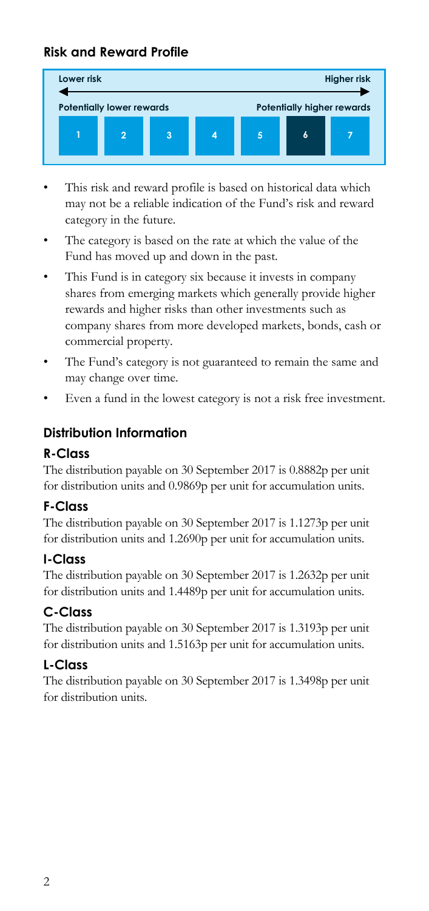## Risk and Reward Profile

| Lower risk | | | | | | Higher risk |
|---|---|---|---|---|---|---|
| Potentially lower rewards | | | | | | Potentially higher rewards |
| 1 | 2 | 3 | 4 | 5 | **6** | 7 |

- This risk and reward profile is based on historical data which may not be a reliable indication of the Fund's risk and reward category in the future.
- The category is based on the rate at which the value of the Fund has moved up and down in the past.
- This Fund is in category six because it invests in company shares from emerging markets which generally provide higher rewards and higher risks than other investments such as company shares from more developed markets, bonds, cash or commercial property.
- The Fund's category is not guaranteed to remain the same and may change over time.
- Even a fund in the lowest category is not a risk free investment.

## Distribution Information

### R-Class

The distribution payable on 30 September 2017 is 0.8882p per unit for distribution units and 0.9869p per unit for accumulation units.

### F-Class

The distribution payable on 30 September 2017 is 1.1273p per unit for distribution units and 1.2690p per unit for accumulation units.

### I-Class

The distribution payable on 30 September 2017 is 1.2632p per unit for distribution units and 1.4489p per unit for accumulation units.

### C-Class

The distribution payable on 30 September 2017 is 1.3193p per unit for distribution units and 1.5163p per unit for accumulation units.

### L-Class

The distribution payable on 30 September 2017 is 1.3498p per unit for distribution units.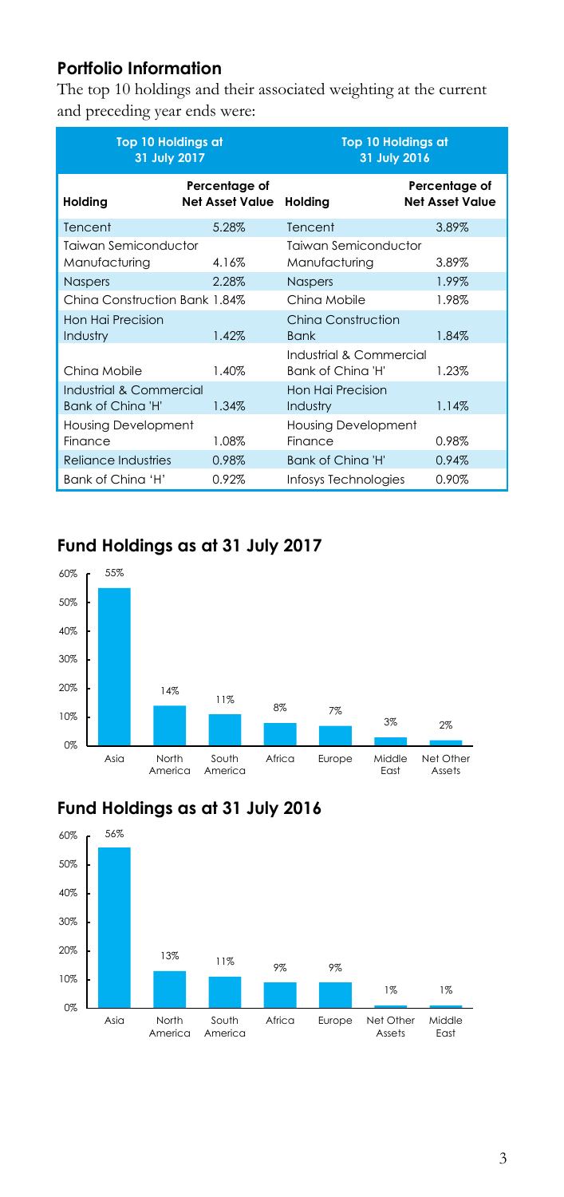## Portfolio Information

The top 10 holdings and their associated weighting at the current and preceding year ends were:

| Top 10 Holdings at 31 July 2017 | | Top 10 Holdings at 31 July 2016 | |
|---|---|---|---|
| **Holding** | **Percentage of Net Asset Value** | **Holding** | **Percentage of Net Asset Value** |
| Tencent | 5.28% | Tencent | 3.89% |
| Taiwan Semiconductor Manufacturing | 4.16% | Taiwan Semiconductor Manufacturing | 3.89% |
| Naspers | 2.28% | Naspers | 1.99% |
| China Construction Bank | 1.84% | China Mobile | 1.98% |
| Hon Hai Precision Industry | 1.42% | China Construction Bank | 1.84% |
| China Mobile | 1.40% | Industrial & Commercial Bank of China 'H' | 1.23% |
| Industrial & Commercial Bank of China 'H' | 1.34% | Hon Hai Precision Industry | 1.14% |
| Housing Development Finance | 1.08% | Housing Development Finance | 0.98% |
| Reliance Industries | 0.98% | Bank of China 'H' | 0.94% |
| Bank of China 'H' | 0.92% | Infosys Technologies | 0.90% |

## Fund Holdings as at 31 July 2017

| Region | Percentage |
|---|---|
| Asia | 55% |
| North America | 14% |
| South America | 11% |
| Africa | 8% |
| Europe | 7% |
| Middle East | 3% |
| Net Other Assets | 2% |

## Fund Holdings as at 31 July 2016

| Region | Percentage |
|---|---|
| Asia | 56% |
| North America | 13% |
| South America | 11% |
| Africa | 9% |
| Europe | 9% |
| Net Other Assets | 1% |
| Middle East | 1% |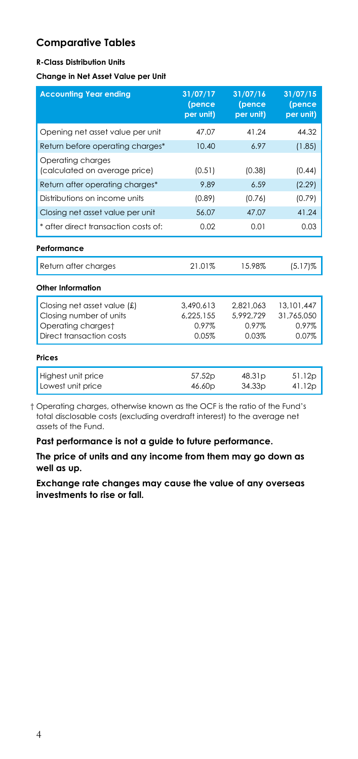## Comparative Tables

**R-Class Distribution Units**

**Change in Net Asset Value per Unit**

| Accounting Year ending | 31/07/17 (pence per unit) | 31/07/16 (pence per unit) | 31/07/15 (pence per unit) |
|---|---|---|---|
| Opening net asset value per unit | 47.07 | 41.24 | 44.32 |
| Return before operating charges* | 10.40 | 6.97 | (1.85) |
| Operating charges (calculated on average price) | (0.51) | (0.38) | (0.44) |
| Return after operating charges* | 9.89 | 6.59 | (2.29) |
| Distributions on income units | (0.89) | (0.76) | (0.79) |
| Closing net asset value per unit | 56.07 | 47.07 | 41.24 |
| * after direct transaction costs of: | 0.02 | 0.01 | 0.03 |
| **Performance** | | | |
| Return after charges | 21.01% | 15.98% | (5.17)% |
| **Other Information** | | | |
| Closing net asset value (£) | 3,490,613 | 2,821,063 | 13,101,447 |
| Closing number of units | 6,225,155 | 5,992,729 | 31,765,050 |
| Operating charges† | 0.97% | 0.97% | 0.97% |
| Direct transaction costs | 0.05% | 0.03% | 0.07% |
| **Prices** | | | |
| Highest unit price | 57.52p | 48.31p | 51.12p |
| Lowest unit price | 46.60p | 34.33p | 41.12p |

† Operating charges, otherwise known as the OCF is the ratio of the Fund's total disclosable costs (excluding overdraft interest) to the average net assets of the Fund.

**Past performance is not a guide to future performance.**

**The price of units and any income from them may go down as well as up.**

**Exchange rate changes may cause the value of any overseas investments to rise or fall.**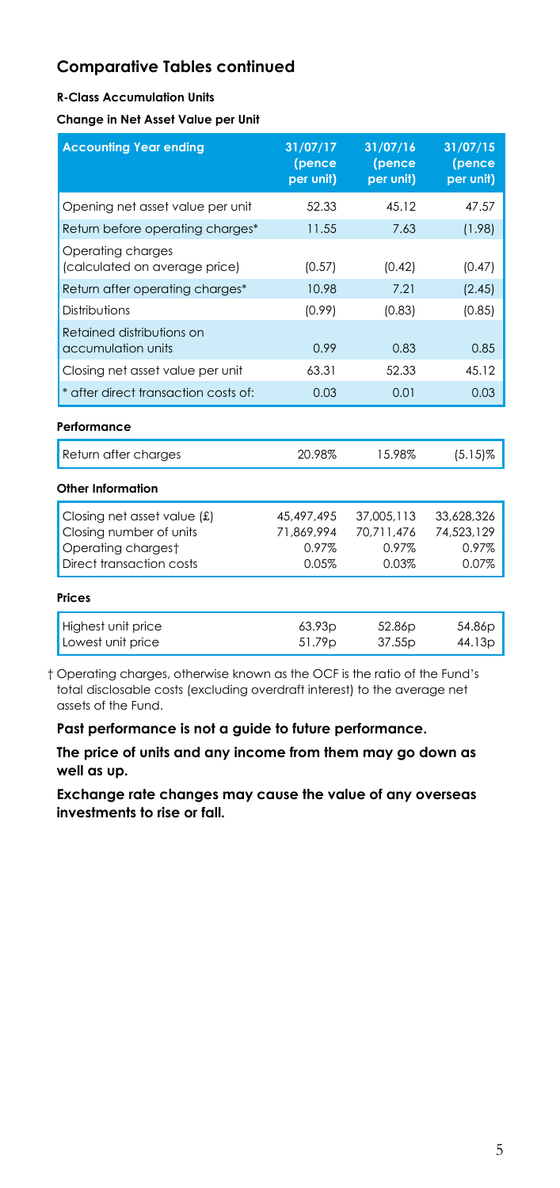## Comparative Tables continued

**R-Class Accumulation Units**

**Change in Net Asset Value per Unit**

| Accounting Year ending | 31/07/17 (pence per unit) | 31/07/16 (pence per unit) | 31/07/15 (pence per unit) |
|---|---|---|---|
| Opening net asset value per unit | 52.33 | 45.12 | 47.57 |
| Return before operating charges* | 11.55 | 7.63 | (1.98) |
| Operating charges (calculated on average price) | (0.57) | (0.42) | (0.47) |
| Return after operating charges* | 10.98 | 7.21 | (2.45) |
| Distributions | (0.99) | (0.83) | (0.85) |
| Retained distributions on accumulation units | 0.99 | 0.83 | 0.85 |
| Closing net asset value per unit | 63.31 | 52.33 | 45.12 |
| * after direct transaction costs of: | 0.03 | 0.01 | 0.03 |

**Performance**

| | | | |
|---|---|---|---|
| Return after charges | 20.98% | 15.98% | (5.15)% |

**Other Information**

| | | | |
|---|---|---|---|
| Closing net asset value (£) | 45,497,495 | 37,005,113 | 33,628,326 |
| Closing number of units | 71,869,994 | 70,711,476 | 74,523,129 |
| Operating charges† | 0.97% | 0.97% | 0.97% |
| Direct transaction costs | 0.05% | 0.03% | 0.07% |

**Prices**

| | | | |
|---|---|---|---|
| Highest unit price | 63.93p | 52.86p | 54.86p |
| Lowest unit price | 51.79p | 37.55p | 44.13p |

† Operating charges, otherwise known as the OCF is the ratio of the Fund's total disclosable costs (excluding overdraft interest) to the average net assets of the Fund.

**Past performance is not a guide to future performance.**

**The price of units and any income from them may go down as well as up.**

**Exchange rate changes may cause the value of any overseas investments to rise or fall.**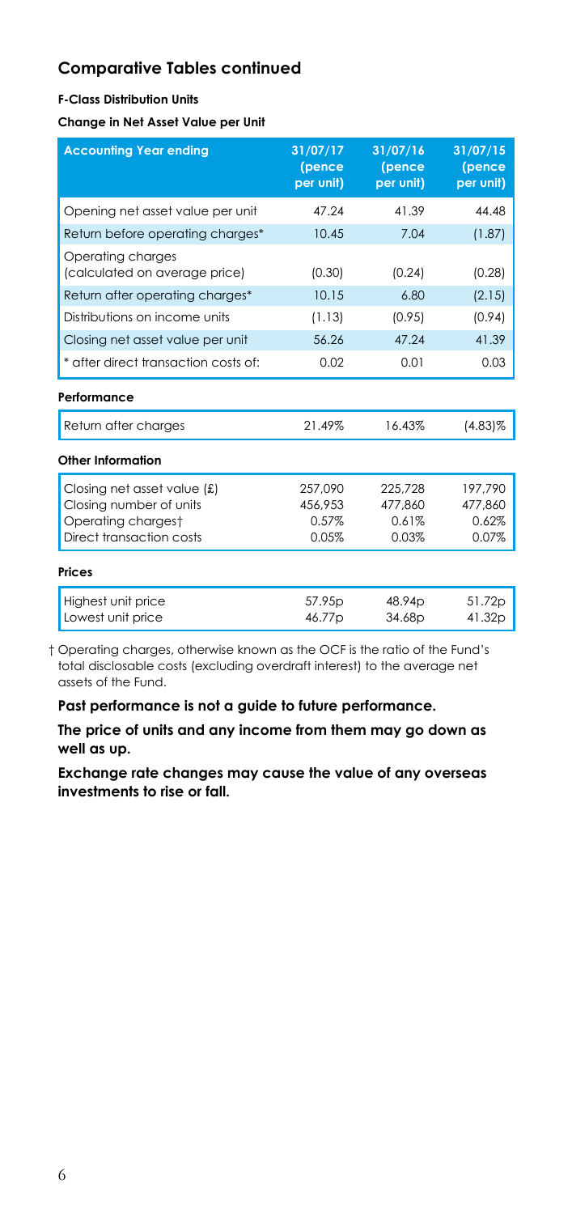## Comparative Tables continued

**F-Class Distribution Units**

**Change in Net Asset Value per Unit**

| Accounting Year ending | 31/07/17 (pence per unit) | 31/07/16 (pence per unit) | 31/07/15 (pence per unit) |
|---|---|---|---|
| Opening net asset value per unit | 47.24 | 41.39 | 44.48 |
| Return before operating charges* | 10.45 | 7.04 | (1.87) |
| Operating charges (calculated on average price) | (0.30) | (0.24) | (0.28) |
| Return after operating charges* | 10.15 | 6.80 | (2.15) |
| Distributions on income units | (1.13) | (0.95) | (0.94) |
| Closing net asset value per unit | 56.26 | 47.24 | 41.39 |
| * after direct transaction costs of: | 0.02 | 0.01 | 0.03 |
| **Performance** | | | |
| Return after charges | 21.49% | 16.43% | (4.83)% |
| **Other Information** | | | |
| Closing net asset value (£) | 257,090 | 225,728 | 197,790 |
| Closing number of units | 456,953 | 477,860 | 477,860 |
| Operating charges† | 0.57% | 0.61% | 0.62% |
| Direct transaction costs | 0.05% | 0.03% | 0.07% |
| **Prices** | | | |
| Highest unit price | 57.95p | 48.94p | 51.72p |
| Lowest unit price | 46.77p | 34.68p | 41.32p |

† Operating charges, otherwise known as the OCF is the ratio of the Fund's total disclosable costs (excluding overdraft interest) to the average net assets of the Fund.

**Past performance is not a guide to future performance.**

**The price of units and any income from them may go down as well as up.**

**Exchange rate changes may cause the value of any overseas investments to rise or fall.**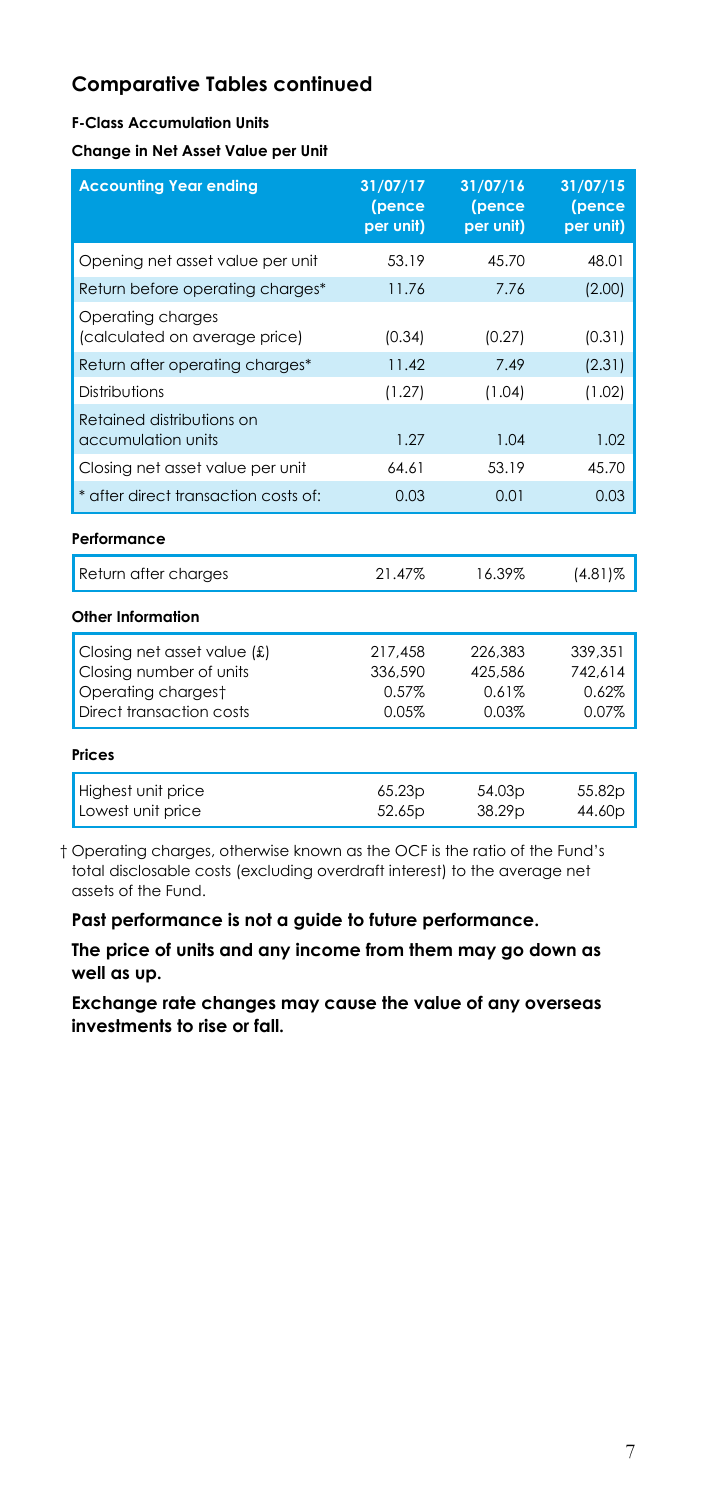## Comparative Tables continued

**F-Class Accumulation Units**

**Change in Net Asset Value per Unit**

| Accounting Year ending | 31/07/17 (pence per unit) | 31/07/16 (pence per unit) | 31/07/15 (pence per unit) |
|---|---|---|---|
| Opening net asset value per unit | 53.19 | 45.70 | 48.01 |
| Return before operating charges* | 11.76 | 7.76 | (2.00) |
| Operating charges (calculated on average price) | (0.34) | (0.27) | (0.31) |
| Return after operating charges* | 11.42 | 7.49 | (2.31) |
| Distributions | (1.27) | (1.04) | (1.02) |
| Retained distributions on accumulation units | 1.27 | 1.04 | 1.02 |
| Closing net asset value per unit | 64.61 | 53.19 | 45.70 |
| * after direct transaction costs of: | 0.03 | 0.01 | 0.03 |

**Performance**

| | | | |
|---|---|---|---|
| Return after charges | 21.47% | 16.39% | (4.81)% |

**Other Information**

| | | | |
|---|---|---|---|
| Closing net asset value (£) | 217,458 | 226,383 | 339,351 |
| Closing number of units | 336,590 | 425,586 | 742,614 |
| Operating charges† | 0.57% | 0.61% | 0.62% |
| Direct transaction costs | 0.05% | 0.03% | 0.07% |

**Prices**

| | | | |
|---|---|---|---|
| Highest unit price | 65.23p | 54.03p | 55.82p |
| Lowest unit price | 52.65p | 38.29p | 44.60p |

† Operating charges, otherwise known as the OCF is the ratio of the Fund's total disclosable costs (excluding overdraft interest) to the average net assets of the Fund.

**Past performance is not a guide to future performance.**

**The price of units and any income from them may go down as well as up.**

**Exchange rate changes may cause the value of any overseas investments to rise or fall.**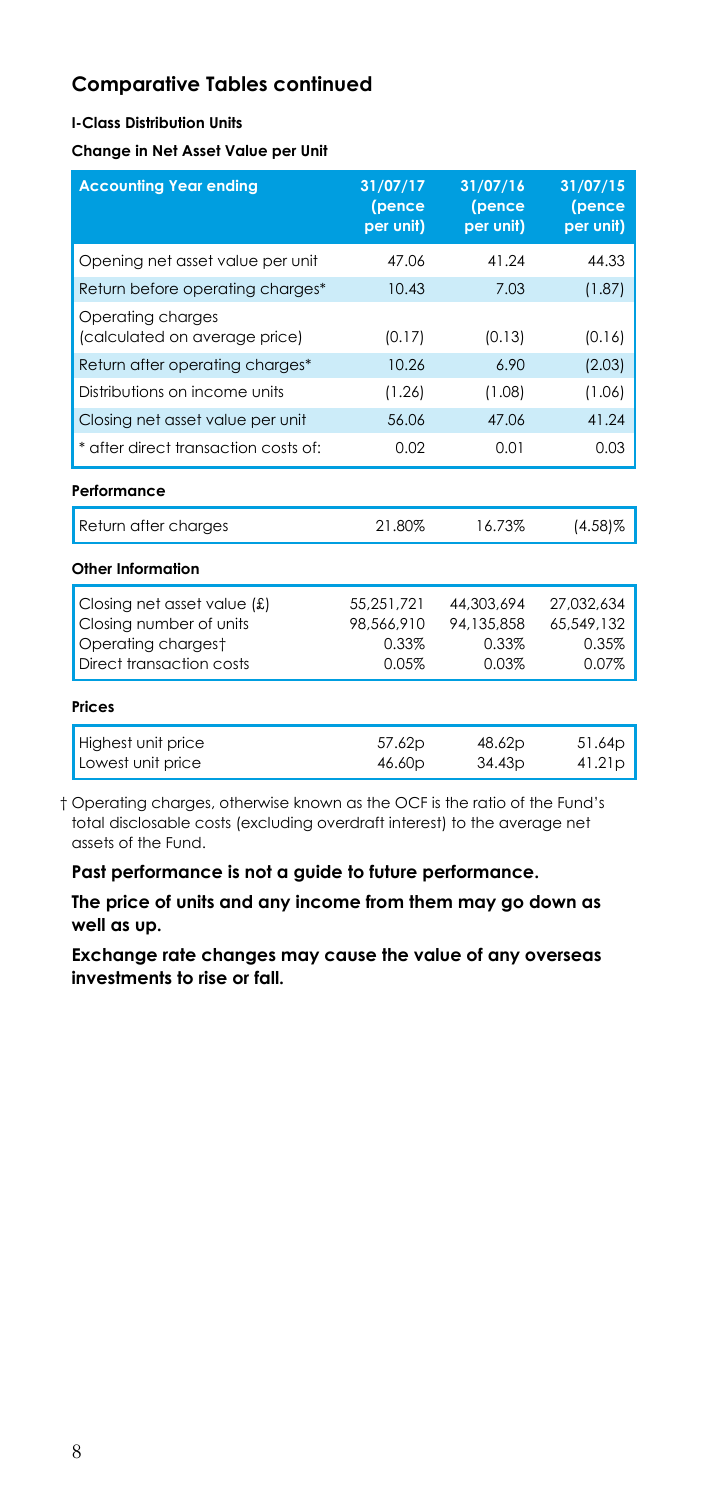## Comparative Tables continued

**I-Class Distribution Units**

**Change in Net Asset Value per Unit**

| Accounting Year ending | 31/07/17 (pence per unit) | 31/07/16 (pence per unit) | 31/07/15 (pence per unit) |
|---|---|---|---|
| Opening net asset value per unit | 47.06 | 41.24 | 44.33 |
| Return before operating charges* | 10.43 | 7.03 | (1.87) |
| Operating charges (calculated on average price) | (0.17) | (0.13) | (0.16) |
| Return after operating charges* | 10.26 | 6.90 | (2.03) |
| Distributions on income units | (1.26) | (1.08) | (1.06) |
| Closing net asset value per unit | 56.06 | 47.06 | 41.24 |
| * after direct transaction costs of: | 0.02 | 0.01 | 0.03 |
| **Performance** | | | |
| Return after charges | 21.80% | 16.73% | (4.58)% |
| **Other Information** | | | |
| Closing net asset value (£) | 55,251,721 | 44,303,694 | 27,032,634 |
| Closing number of units | 98,566,910 | 94,135,858 | 65,549,132 |
| Operating charges† | 0.33% | 0.33% | 0.35% |
| Direct transaction costs | 0.05% | 0.03% | 0.07% |
| **Prices** | | | |
| Highest unit price | 57.62p | 48.62p | 51.64p |
| Lowest unit price | 46.60p | 34.43p | 41.21p |

† Operating charges, otherwise known as the OCF is the ratio of the Fund's total disclosable costs (excluding overdraft interest) to the average net assets of the Fund.

**Past performance is not a guide to future performance.**

**The price of units and any income from them may go down as well as up.**

**Exchange rate changes may cause the value of any overseas investments to rise or fall.**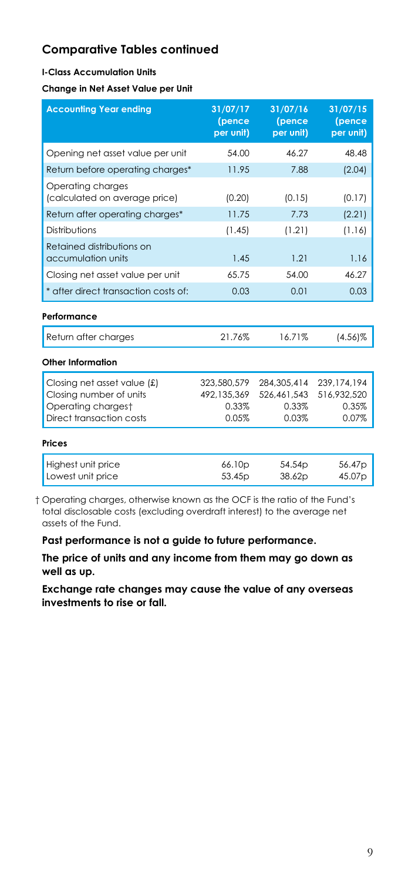## Comparative Tables continued

**I-Class Accumulation Units**

**Change in Net Asset Value per Unit**

| Accounting Year ending | 31/07/17 (pence per unit) | 31/07/16 (pence per unit) | 31/07/15 (pence per unit) |
|---|---|---|---|
| Opening net asset value per unit | 54.00 | 46.27 | 48.48 |
| Return before operating charges* | 11.95 | 7.88 | (2.04) |
| Operating charges (calculated on average price) | (0.20) | (0.15) | (0.17) |
| Return after operating charges* | 11.75 | 7.73 | (2.21) |
| Distributions | (1.45) | (1.21) | (1.16) |
| Retained distributions on accumulation units | 1.45 | 1.21 | 1.16 |
| Closing net asset value per unit | 65.75 | 54.00 | 46.27 |
| * after direct transaction costs of: | 0.03 | 0.01 | 0.03 |

**Performance**

| | | | |
|---|---|---|---|
| Return after charges | 21.76% | 16.71% | (4.56)% |

**Other Information**

| | | | |
|---|---|---|---|
| Closing net asset value (£) | 323,580,579 | 284,305,414 | 239,174,194 |
| Closing number of units | 492,135,369 | 526,461,543 | 516,932,520 |
| Operating charges† | 0.33% | 0.33% | 0.35% |
| Direct transaction costs | 0.05% | 0.03% | 0.07% |

**Prices**

| | | | |
|---|---|---|---|
| Highest unit price | 66.10p | 54.54p | 56.47p |
| Lowest unit price | 53.45p | 38.62p | 45.07p |

† Operating charges, otherwise known as the OCF is the ratio of the Fund's total disclosable costs (excluding overdraft interest) to the average net assets of the Fund.

**Past performance is not a guide to future performance.**

**The price of units and any income from them may go down as well as up.**

**Exchange rate changes may cause the value of any overseas investments to rise or fall.**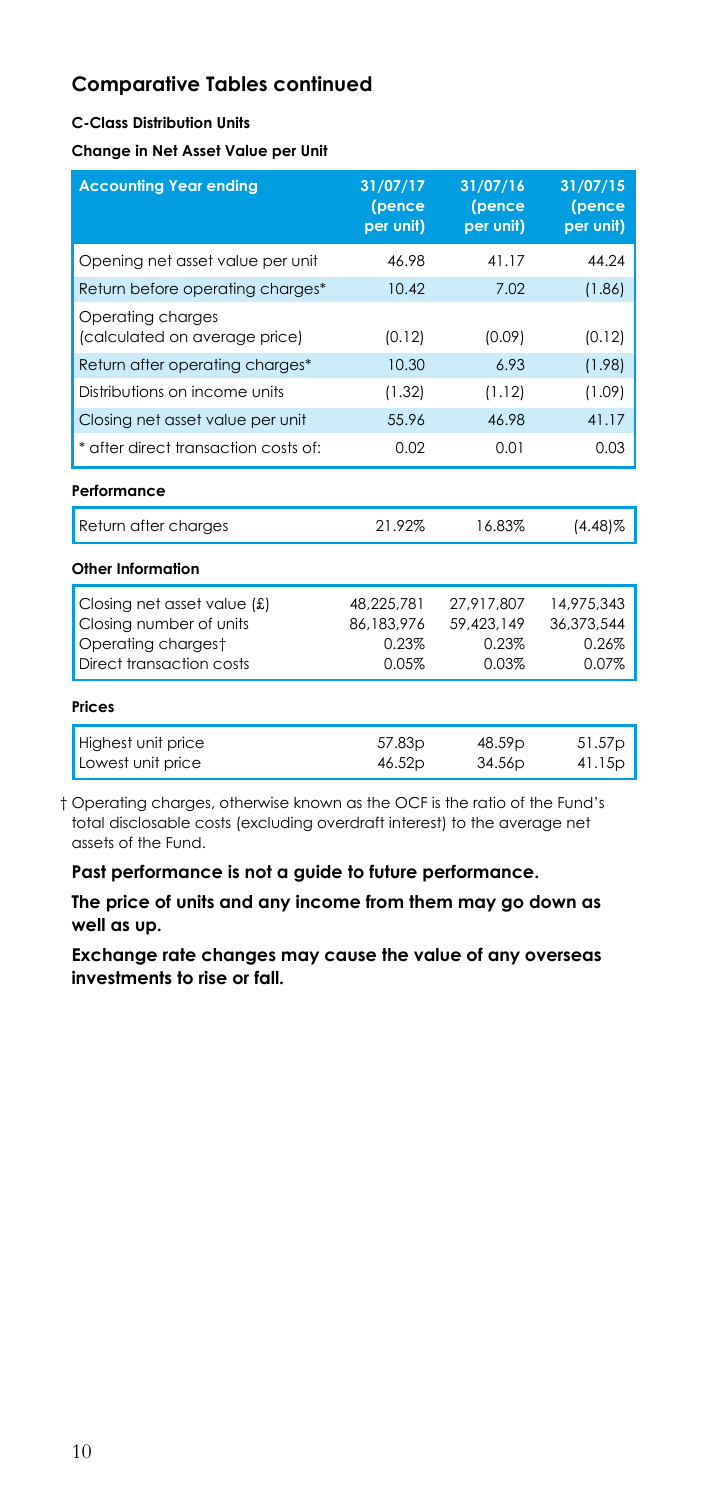## Comparative Tables continued

**C-Class Distribution Units**

**Change in Net Asset Value per Unit**

| Accounting Year ending | 31/07/17 (pence per unit) | 31/07/16 (pence per unit) | 31/07/15 (pence per unit) |
|---|---|---|---|
| Opening net asset value per unit | 46.98 | 41.17 | 44.24 |
| Return before operating charges* | 10.42 | 7.02 | (1.86) |
| Operating charges (calculated on average price) | (0.12) | (0.09) | (0.12) |
| Return after operating charges* | 10.30 | 6.93 | (1.98) |
| Distributions on income units | (1.32) | (1.12) | (1.09) |
| Closing net asset value per unit | 55.96 | 46.98 | 41.17 |
| * after direct transaction costs of: | 0.02 | 0.01 | 0.03 |
| **Performance** | | | |
| Return after charges | 21.92% | 16.83% | (4.48)% |
| **Other Information** | | | |
| Closing net asset value (£) | 48,225,781 | 27,917,807 | 14,975,343 |
| Closing number of units | 86,183,976 | 59,423,149 | 36,373,544 |
| Operating charges† | 0.23% | 0.23% | 0.26% |
| Direct transaction costs | 0.05% | 0.03% | 0.07% |
| **Prices** | | | |
| Highest unit price | 57.83p | 48.59p | 51.57p |
| Lowest unit price | 46.52p | 34.56p | 41.15p |

† Operating charges, otherwise known as the OCF is the ratio of the Fund's total disclosable costs (excluding overdraft interest) to the average net assets of the Fund.

**Past performance is not a guide to future performance.**

**The price of units and any income from them may go down as well as up.**

**Exchange rate changes may cause the value of any overseas investments to rise or fall.**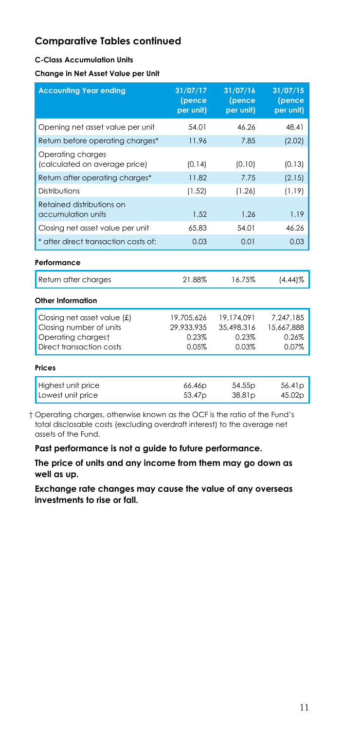## Comparative Tables continued

**C-Class Accumulation Units**

**Change in Net Asset Value per Unit**

| Accounting Year ending | 31/07/17 (pence per unit) | 31/07/16 (pence per unit) | 31/07/15 (pence per unit) |
|---|---|---|---|
| Opening net asset value per unit | 54.01 | 46.26 | 48.41 |
| Return before operating charges* | 11.96 | 7.85 | (2.02) |
| Operating charges (calculated on average price) | (0.14) | (0.10) | (0.13) |
| Return after operating charges* | 11.82 | 7.75 | (2.15) |
| Distributions | (1.52) | (1.26) | (1.19) |
| Retained distributions on accumulation units | 1.52 | 1.26 | 1.19 |
| Closing net asset value per unit | 65.83 | 54.01 | 46.26 |
| * after direct transaction costs of: | 0.03 | 0.01 | 0.03 |

**Performance**

| | | | |
|---|---|---|---|
| Return after charges | 21.88% | 16.75% | (4.44)% |

**Other Information**

| | | | |
|---|---|---|---|
| Closing net asset value (£) | 19,705,626 | 19,174,091 | 7,247,185 |
| Closing number of units | 29,933,935 | 35,498,316 | 15,667,888 |
| Operating charges† | 0.23% | 0.23% | 0.26% |
| Direct transaction costs | 0.05% | 0.03% | 0.07% |

**Prices**

| | | | |
|---|---|---|---|
| Highest unit price | 66.46p | 54.55p | 56.41p |
| Lowest unit price | 53.47p | 38.81p | 45.02p |

† Operating charges, otherwise known as the OCF is the ratio of the Fund's total disclosable costs (excluding overdraft interest) to the average net assets of the Fund.

**Past performance is not a guide to future performance.**

**The price of units and any income from them may go down as well as up.**

**Exchange rate changes may cause the value of any overseas investments to rise or fall.**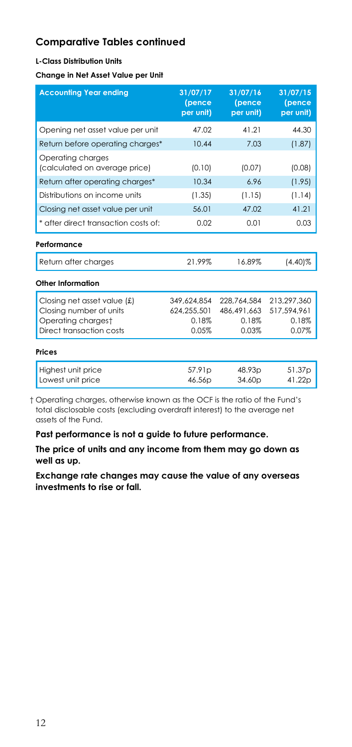## Comparative Tables continued

**L-Class Distribution Units**

**Change in Net Asset Value per Unit**

| Accounting Year ending | 31/07/17 (pence per unit) | 31/07/16 (pence per unit) | 31/07/15 (pence per unit) |
|---|---|---|---|
| Opening net asset value per unit | 47.02 | 41.21 | 44.30 |
| Return before operating charges* | 10.44 | 7.03 | (1.87) |
| Operating charges (calculated on average price) | (0.10) | (0.07) | (0.08) |
| Return after operating charges* | 10.34 | 6.96 | (1.95) |
| Distributions on income units | (1.35) | (1.15) | (1.14) |
| Closing net asset value per unit | 56.01 | 47.02 | 41.21 |
| * after direct transaction costs of: | 0.02 | 0.01 | 0.03 |
| **Performance** | | | |
| Return after charges | 21.99% | 16.89% | (4.40)% |
| **Other Information** | | | |
| Closing net asset value (£) | 349,624,854 | 228,764,584 | 213,297,360 |
| Closing number of units | 624,255,501 | 486,491,663 | 517,594,961 |
| Operating charges† | 0.18% | 0.18% | 0.18% |
| Direct transaction costs | 0.05% | 0.03% | 0.07% |
| **Prices** | | | |
| Highest unit price | 57.91p | 48.93p | 51.37p |
| Lowest unit price | 46.56p | 34.60p | 41.22p |

† Operating charges, otherwise known as the OCF is the ratio of the Fund's total disclosable costs (excluding overdraft interest) to the average net assets of the Fund.

**Past performance is not a guide to future performance.**

**The price of units and any income from them may go down as well as up.**

**Exchange rate changes may cause the value of any overseas investments to rise or fall.**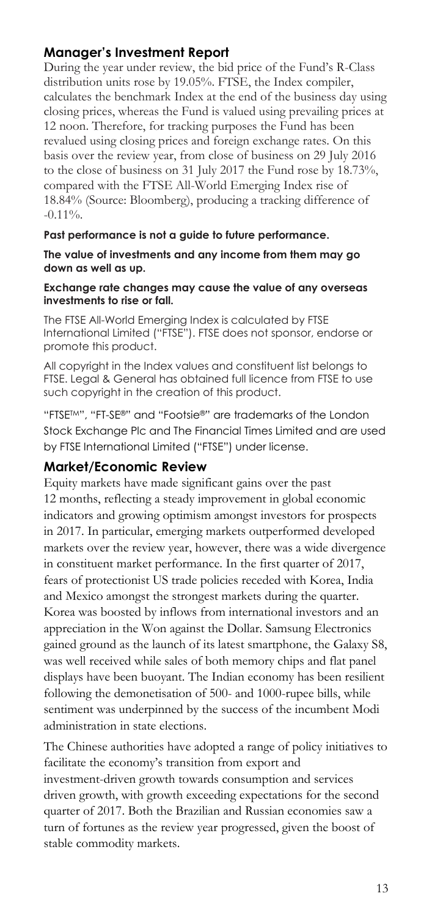## Manager's Investment Report

During the year under review, the bid price of the Fund's R-Class distribution units rose by 19.05%. FTSE, the Index compiler, calculates the benchmark Index at the end of the business day using closing prices, whereas the Fund is valued using prevailing prices at 12 noon. Therefore, for tracking purposes the Fund has been revalued using closing prices and foreign exchange rates. On this basis over the review year, from close of business on 29 July 2016 to the close of business on 31 July 2017 the Fund rose by 18.73%, compared with the FTSE All-World Emerging Index rise of 18.84% (Source: Bloomberg), producing a tracking difference of -0.11%.

**Past performance is not a guide to future performance.**

**The value of investments and any income from them may go down as well as up.**

**Exchange rate changes may cause the value of any overseas investments to rise or fall.**

The FTSE All-World Emerging Index is calculated by FTSE International Limited ("FTSE"). FTSE does not sponsor, endorse or promote this product.

All copyright in the Index values and constituent list belongs to FTSE. Legal & General has obtained full licence from FTSE to use such copyright in the creation of this product.

"FTSE™", "FT-SE®" and "Footsie®" are trademarks of the London Stock Exchange Plc and The Financial Times Limited and are used by FTSE International Limited ("FTSE") under license.

## Market/Economic Review

Equity markets have made significant gains over the past 12 months, reflecting a steady improvement in global economic indicators and growing optimism amongst investors for prospects in 2017. In particular, emerging markets outperformed developed markets over the review year, however, there was a wide divergence in constituent market performance. In the first quarter of 2017, fears of protectionist US trade policies receded with Korea, India and Mexico amongst the strongest markets during the quarter. Korea was boosted by inflows from international investors and an appreciation in the Won against the Dollar. Samsung Electronics gained ground as the launch of its latest smartphone, the Galaxy S8, was well received while sales of both memory chips and flat panel displays have been buoyant. The Indian economy has been resilient following the demonetisation of 500- and 1000-rupee bills, while sentiment was underpinned by the success of the incumbent Modi administration in state elections.

The Chinese authorities have adopted a range of policy initiatives to facilitate the economy's transition from export and investment-driven growth towards consumption and services driven growth, with growth exceeding expectations for the second quarter of 2017. Both the Brazilian and Russian economies saw a turn of fortunes as the review year progressed, given the boost of stable commodity markets.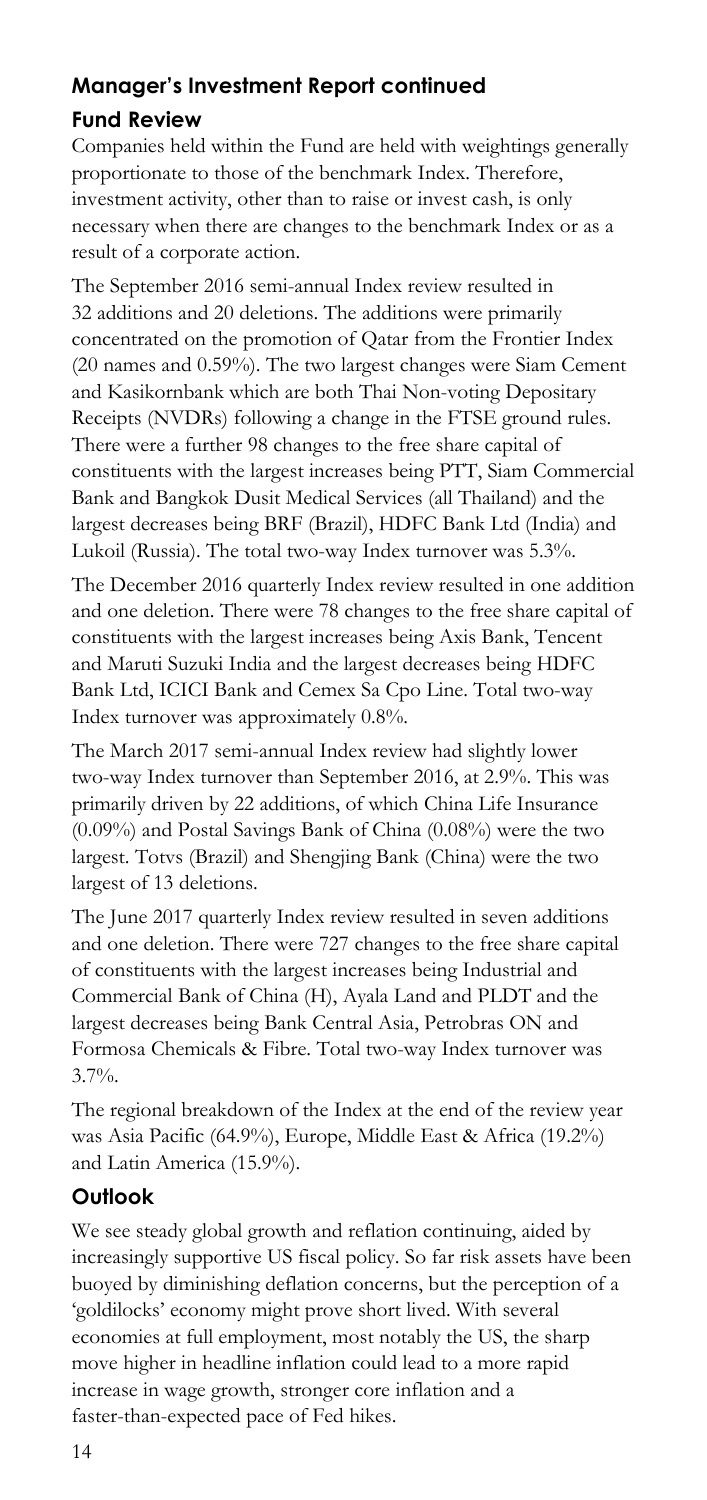## Manager's Investment Report continued

### Fund Review

Companies held within the Fund are held with weightings generally proportionate to those of the benchmark Index. Therefore, investment activity, other than to raise or invest cash, is only necessary when there are changes to the benchmark Index or as a result of a corporate action.

The September 2016 semi-annual Index review resulted in 32 additions and 20 deletions. The additions were primarily concentrated on the promotion of Qatar from the Frontier Index (20 names and 0.59%). The two largest changes were Siam Cement and Kasikornbank which are both Thai Non-voting Depositary Receipts (NVDRs) following a change in the FTSE ground rules. There were a further 98 changes to the free share capital of constituents with the largest increases being PTT, Siam Commercial Bank and Bangkok Dusit Medical Services (all Thailand) and the largest decreases being BRF (Brazil), HDFC Bank Ltd (India) and Lukoil (Russia). The total two-way Index turnover was 5.3%.

The December 2016 quarterly Index review resulted in one addition and one deletion. There were 78 changes to the free share capital of constituents with the largest increases being Axis Bank, Tencent and Maruti Suzuki India and the largest decreases being HDFC Bank Ltd, ICICI Bank and Cemex Sa Cpo Line. Total two-way Index turnover was approximately 0.8%.

The March 2017 semi-annual Index review had slightly lower two-way Index turnover than September 2016, at 2.9%. This was primarily driven by 22 additions, of which China Life Insurance (0.09%) and Postal Savings Bank of China (0.08%) were the two largest. Totvs (Brazil) and Shengjing Bank (China) were the two largest of 13 deletions.

The June 2017 quarterly Index review resulted in seven additions and one deletion. There were 727 changes to the free share capital of constituents with the largest increases being Industrial and Commercial Bank of China (H), Ayala Land and PLDT and the largest decreases being Bank Central Asia, Petrobras ON and Formosa Chemicals & Fibre. Total two-way Index turnover was 3.7%.

The regional breakdown of the Index at the end of the review year was Asia Pacific (64.9%), Europe, Middle East & Africa (19.2%) and Latin America (15.9%).

### Outlook

We see steady global growth and reflation continuing, aided by increasingly supportive US fiscal policy. So far risk assets have been buoyed by diminishing deflation concerns, but the perception of a 'goldilocks' economy might prove short lived. With several economies at full employment, most notably the US, the sharp move higher in headline inflation could lead to a more rapid increase in wage growth, stronger core inflation and a faster-than-expected pace of Fed hikes.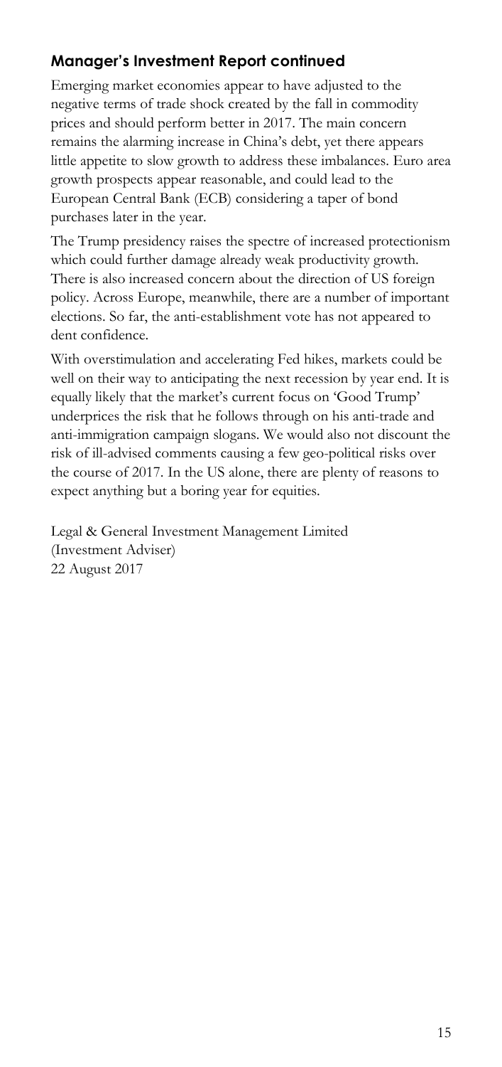## Manager's Investment Report continued

Emerging market economies appear to have adjusted to the negative terms of trade shock created by the fall in commodity prices and should perform better in 2017. The main concern remains the alarming increase in China's debt, yet there appears little appetite to slow growth to address these imbalances. Euro area growth prospects appear reasonable, and could lead to the European Central Bank (ECB) considering a taper of bond purchases later in the year.

The Trump presidency raises the spectre of increased protectionism which could further damage already weak productivity growth. There is also increased concern about the direction of US foreign policy. Across Europe, meanwhile, there are a number of important elections. So far, the anti-establishment vote has not appeared to dent confidence.

With overstimulation and accelerating Fed hikes, markets could be well on their way to anticipating the next recession by year end. It is equally likely that the market's current focus on 'Good Trump' underprices the risk that he follows through on his anti-trade and anti-immigration campaign slogans. We would also not discount the risk of ill-advised comments causing a few geo-political risks over the course of 2017. In the US alone, there are plenty of reasons to expect anything but a boring year for equities.

Legal & General Investment Management Limited
(Investment Adviser)
22 August 2017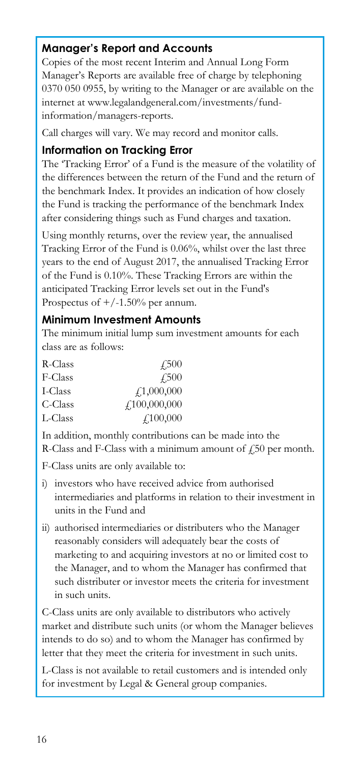## Manager's Report and Accounts

Copies of the most recent Interim and Annual Long Form Manager's Reports are available free of charge by telephoning 0370 050 0955, by writing to the Manager or are available on the internet at www.legalandgeneral.com/investments/fund-information/managers-reports.

Call charges will vary. We may record and monitor calls.

## Information on Tracking Error

The 'Tracking Error' of a Fund is the measure of the volatility of the differences between the return of the Fund and the return of the benchmark Index. It provides an indication of how closely the Fund is tracking the performance of the benchmark Index after considering things such as Fund charges and taxation.

Using monthly returns, over the review year, the annualised Tracking Error of the Fund is 0.06%, whilst over the last three years to the end of August 2017, the annualised Tracking Error of the Fund is 0.10%. These Tracking Errors are within the anticipated Tracking Error levels set out in the Fund's Prospectus of +/-1.50% per annum.

## Minimum Investment Amounts

The minimum initial lump sum investment amounts for each class are as follows:

| | |
|---|---|
| R-Class | £500 |
| F-Class | £500 |
| I-Class | £1,000,000 |
| C-Class | £100,000,000 |
| L-Class | £100,000 |

In addition, monthly contributions can be made into the R-Class and F-Class with a minimum amount of £50 per month.

F-Class units are only available to:

i) investors who have received advice from authorised intermediaries and platforms in relation to their investment in units in the Fund and

ii) authorised intermediaries or distributers who the Manager reasonably considers will adequately bear the costs of marketing to and acquiring investors at no or limited cost to the Manager, and to whom the Manager has confirmed that such distributer or investor meets the criteria for investment in such units.

C-Class units are only available to distributors who actively market and distribute such units (or whom the Manager believes intends to do so) and to whom the Manager has confirmed by letter that they meet the criteria for investment in such units.

L-Class is not available to retail customers and is intended only for investment by Legal & General group companies.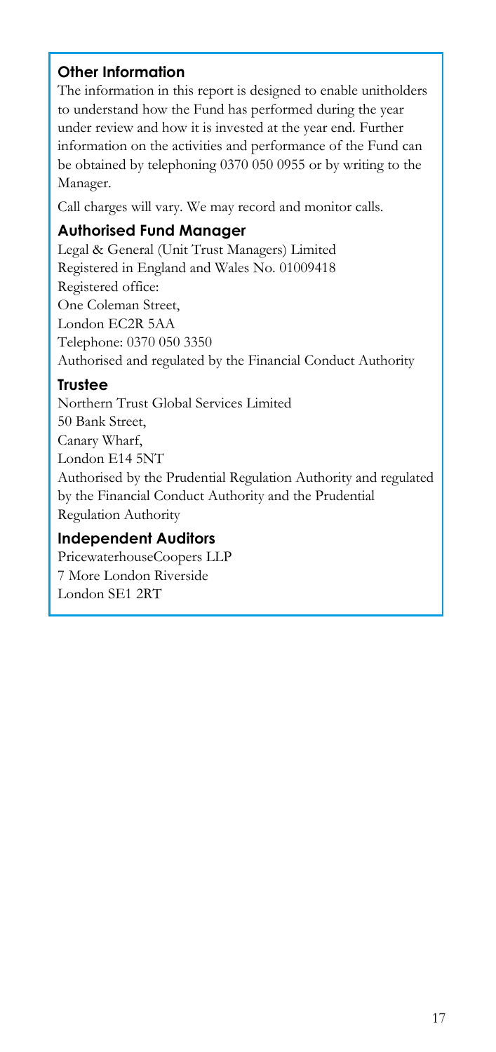### Other Information

The information in this report is designed to enable unitholders to understand how the Fund has performed during the year under review and how it is invested at the year end. Further information on the activities and performance of the Fund can be obtained by telephoning 0370 050 0955 or by writing to the Manager.

Call charges will vary. We may record and monitor calls.

### Authorised Fund Manager

Legal & General (Unit Trust Managers) Limited
Registered in England and Wales No. 01009418
Registered office:
One Coleman Street,
London EC2R 5AA
Telephone: 0370 050 3350
Authorised and regulated by the Financial Conduct Authority

### Trustee

Northern Trust Global Services Limited
50 Bank Street,
Canary Wharf,
London E14 5NT
Authorised by the Prudential Regulation Authority and regulated by the Financial Conduct Authority and the Prudential Regulation Authority

### Independent Auditors

PricewaterhouseCoopers LLP
7 More London Riverside
London SE1 2RT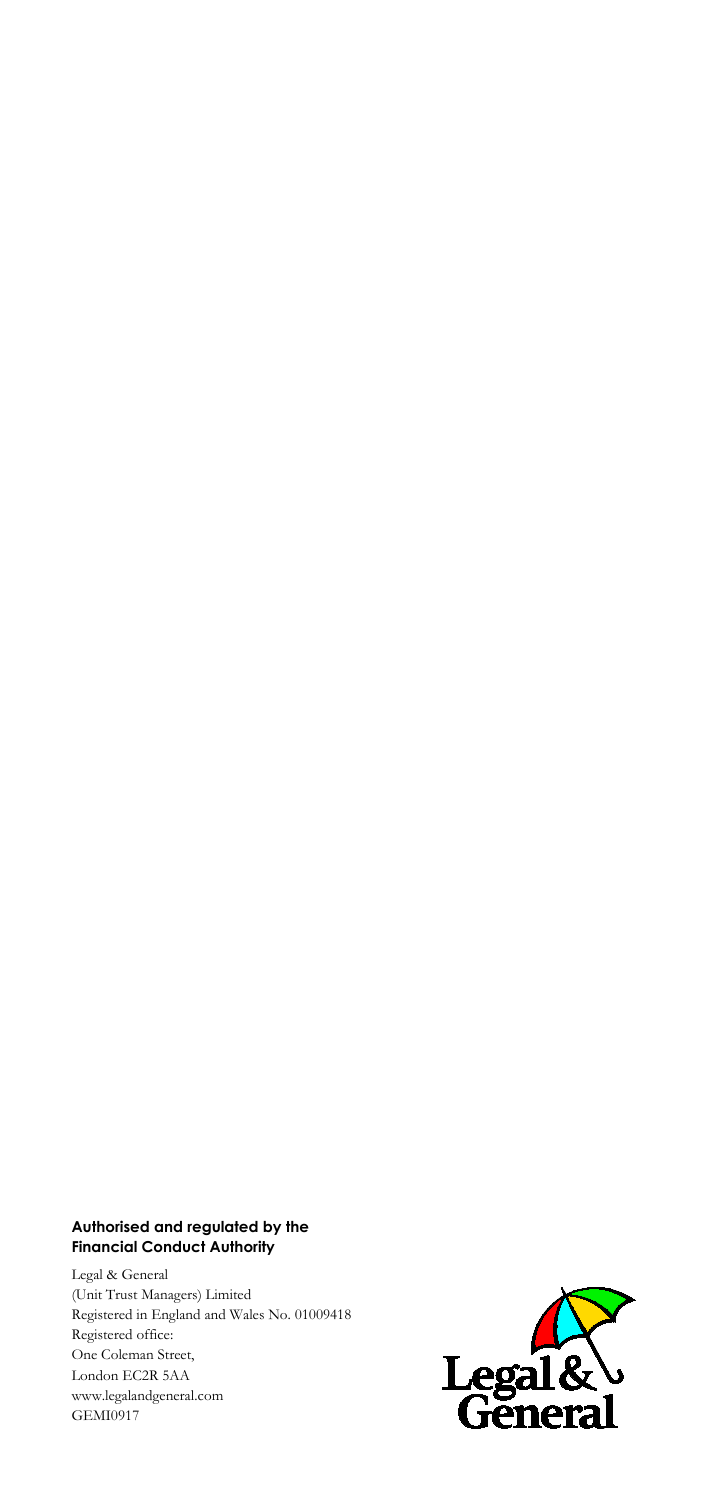**Authorised and regulated by the Financial Conduct Authority**

Legal & General
(Unit Trust Managers) Limited
Registered in England and Wales No. 01009418
Registered office:
One Coleman Street,
London EC2R 5AA
www.legalandgeneral.com
GEMI0917